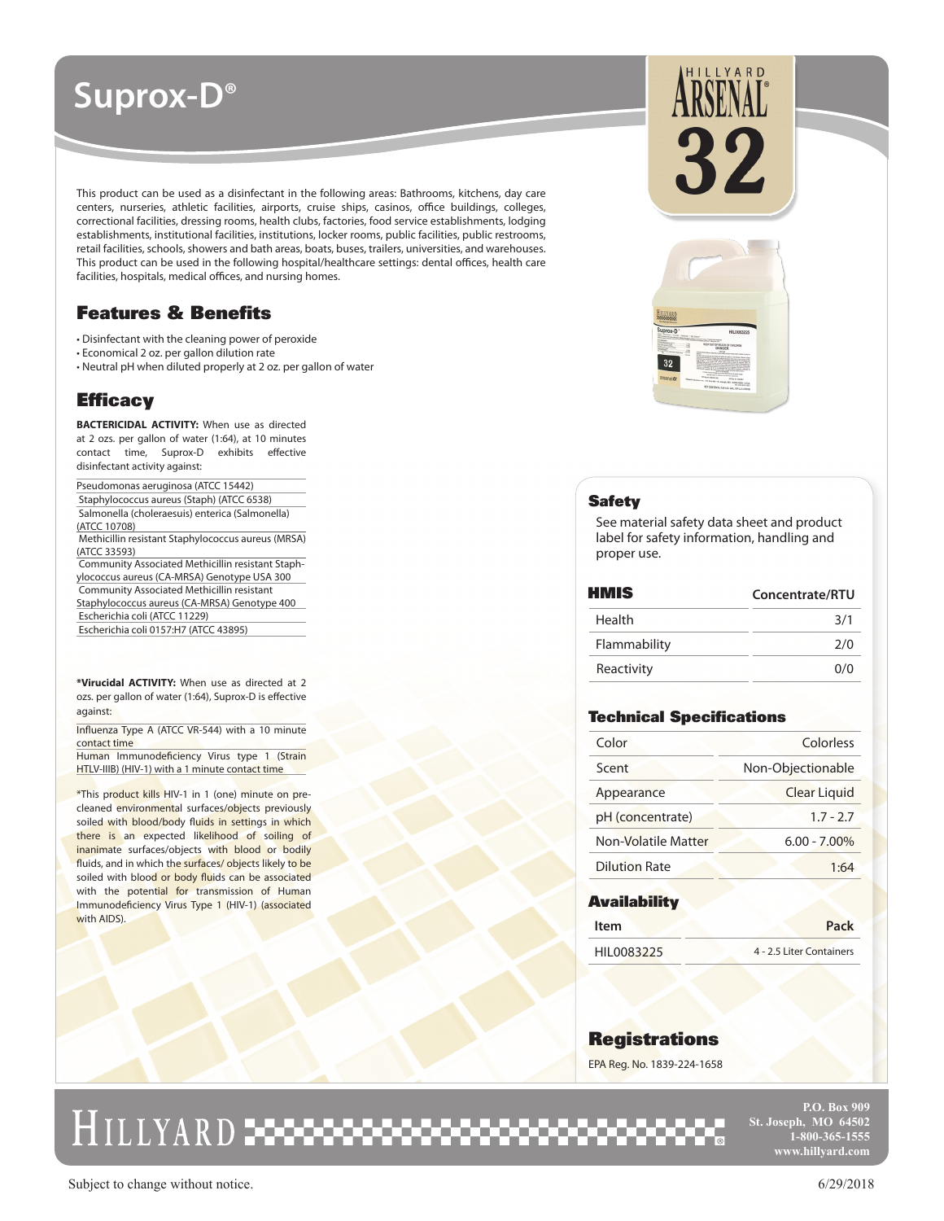# Suprox-D®

HILLYARD ARSENAL® 32

This product can be used as a disinfectant in the following areas: Bathrooms, kitchens, day care centers, nurseries, athletic facilities, airports, cruise ships, casinos, office buildings, colleges, correctional facilities, dressing rooms, health clubs, factories, food service establishments, lodging establishments, institutional facilities, institutions, locker rooms, public facilities, public restrooms, retail facilities, schools, showers and bath areas, boats, buses, trailers, universities, and warehouses. This product can be used in the following hospital/healthcare settings: dental offices, health care facilities, hospitals, medical offices, and nursing homes.

## Features & Benefits

- Disinfectant with the cleaning power of peroxide
- Economical 2 oz. per gallon dilution rate
- Neutral pH when diluted properly at 2 oz. per gallon of water

## Efficacy

**BACTERICIDAL ACTIVITY:** When use as directed at 2 ozs. per gallon of water (1:64), at 10 minutes contact time, Suprox-D exhibits effective disinfectant activity against:

- Pseudomonas aeruginosa (ATCC 15442)
- Staphylococcus aureus (Staph) (ATCC 6538)
- Salmonella (choleraesuis) enterica (Salmonella) (ATCC 10708)
- Methicillin resistant Staphylococcus aureus (MRSA) (ATCC 33593)
- Community Associated Methicillin resistant Staphylococcus aureus (CA-MRSA) Genotype USA 300
- Community Associated Methicillin resistant Staphylococcus aureus (CA-MRSA) Genotype 400
- Escherichia coli (ATCC 11229)
- Escherichia coli 0157:H7 (ATCC 43895)

***Virucidal ACTIVITY:** When use as directed at 2 ozs. per gallon of water (1:64), Suprox-D is effective against:

- Influenza Type A (ATCC VR-544) with a 10 minute contact time
- Human Immunodeficiency Virus type 1 (Strain HTLV-IIIB) (HIV-1) with a 1 minute contact time

*This product kills HIV-1 in 1 (one) minute on pre-cleaned environmental surfaces/objects previously soiled with blood/body fluids in settings in which there is an expected likelihood of soiling of inanimate surfaces/objects with blood or bodily fluids, and in which the surfaces/ objects likely to be soiled with blood or body fluids can be associated with the potential for transmission of Human Immunodeficiency Virus Type 1 (HIV-1) (associated with AIDS).

## Safety

See material safety data sheet and product label for safety information, handling and proper use.

| HMIS | Concentrate/RTU |
|---|---|
| Health | 3/1 |
| Flammability | 2/0 |
| Reactivity | 0/0 |

## Technical Specifications

| | |
|---|---|
| Color | Colorless |
| Scent | Non-Objectionable |
| Appearance | Clear Liquid |
| pH (concentrate) | 1.7 - 2.7 |
| Non-Volatile Matter | 6.00 - 7.00% |
| Dilution Rate | 1:64 |

## Availability

| Item | Pack |
|---|---|
| HIL0083225 | 4 - 2.5 Liter Containers |

## Registrations

EPA Reg. No. 1839-224-1658

HILLYARD

P.O. Box 909
St. Joseph, MO 64502
1-800-365-1555
www.hillyard.com

Subject to change without notice.

6/29/2018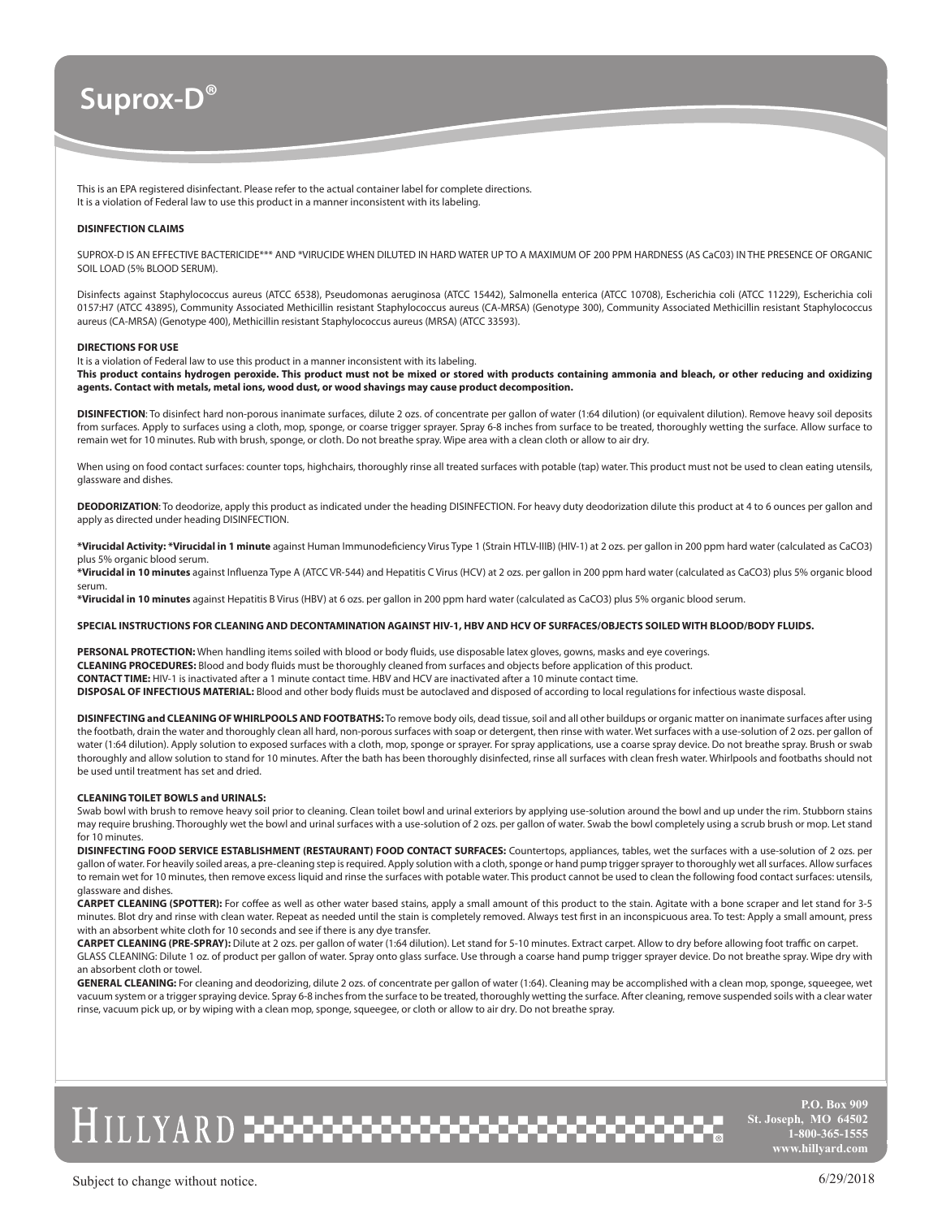# Suprox-D®

This is an EPA registered disinfectant. Please refer to the actual container label for complete directions.
It is a violation of Federal law to use this product in a manner inconsistent with its labeling.

**DISINFECTION CLAIMS**

SUPROX-D IS AN EFFECTIVE BACTERICIDE*** AND *VIRUCIDE WHEN DILUTED IN HARD WATER UP TO A MAXIMUM OF 200 PPM HARDNESS (AS CaC03) IN THE PRESENCE OF ORGANIC SOIL LOAD (5% BLOOD SERUM).

Disinfects against Staphylococcus aureus (ATCC 6538), Pseudomonas aeruginosa (ATCC 15442), Salmonella enterica (ATCC 10708), Escherichia coli (ATCC 11229), Escherichia coli 0157:H7 (ATCC 43895), Community Associated Methicillin resistant Staphylococcus aureus (CA-MRSA) (Genotype 300), Community Associated Methicillin resistant Staphylococcus aureus (CA-MRSA) (Genotype 400), Methicillin resistant Staphylococcus aureus (MRSA) (ATCC 33593).

**DIRECTIONS FOR USE**

It is a violation of Federal law to use this product in a manner inconsistent with its labeling.
**This product contains hydrogen peroxide. This product must not be mixed or stored with products containing ammonia and bleach, or other reducing and oxidizing agents. Contact with metals, metal ions, wood dust, or wood shavings may cause product decomposition.**

**DISINFECTION**: To disinfect hard non-porous inanimate surfaces, dilute 2 ozs. of concentrate per gallon of water (1:64 dilution) (or equivalent dilution). Remove heavy soil deposits from surfaces. Apply to surfaces using a cloth, mop, sponge, or coarse trigger sprayer. Spray 6-8 inches from surface to be treated, thoroughly wetting the surface. Allow surface to remain wet for 10 minutes. Rub with brush, sponge, or cloth. Do not breathe spray. Wipe area with a clean cloth or allow to air dry.

When using on food contact surfaces: counter tops, highchairs, thoroughly rinse all treated surfaces with potable (tap) water. This product must not be used to clean eating utensils, glassware and dishes.

**DEODORIZATION**: To deodorize, apply this product as indicated under the heading DISINFECTION. For heavy duty deodorization dilute this product at 4 to 6 ounces per gallon and apply as directed under heading DISINFECTION.

**\*Virucidal Activity: \*Virucidal in 1 minute** against Human Immunodeficiency Virus Type 1 (Strain HTLV-IIIB) (HIV-1) at 2 ozs. per gallon in 200 ppm hard water (calculated as CaCO3) plus 5% organic blood serum.
**\*Virucidal in 10 minutes** against Influenza Type A (ATCC VR-544) and Hepatitis C Virus (HCV) at 2 ozs. per gallon in 200 ppm hard water (calculated as CaCO3) plus 5% organic blood serum.
**\*Virucidal in 10 minutes** against Hepatitis B Virus (HBV) at 6 ozs. per gallon in 200 ppm hard water (calculated as CaCO3) plus 5% organic blood serum.

**SPECIAL INSTRUCTIONS FOR CLEANING AND DECONTAMINATION AGAINST HIV-1, HBV AND HCV OF SURFACES/OBJECTS SOILED WITH BLOOD/BODY FLUIDS.**

**PERSONAL PROTECTION:** When handling items soiled with blood or body fluids, use disposable latex gloves, gowns, masks and eye coverings.
**CLEANING PROCEDURES:** Blood and body fluids must be thoroughly cleaned from surfaces and objects before application of this product.
**CONTACT TIME:** HIV-1 is inactivated after a 1 minute contact time. HBV and HCV are inactivated after a 10 minute contact time.
**DISPOSAL OF INFECTIOUS MATERIAL:** Blood and other body fluids must be autoclaved and disposed of according to local regulations for infectious waste disposal.

**DISINFECTING and CLEANING OF WHIRLPOOLS AND FOOTBATHS:** To remove body oils, dead tissue, soil and all other buildups or organic matter on inanimate surfaces after using the footbath, drain the water and thoroughly clean all hard, non-porous surfaces with soap or detergent, then rinse with water. Wet surfaces with a use-solution of 2 ozs. per gallon of water (1:64 dilution). Apply solution to exposed surfaces with a cloth, mop, sponge or sprayer. For spray applications, use a coarse spray device. Do not breathe spray. Brush or swab thoroughly and allow solution to stand for 10 minutes. After the bath has been thoroughly disinfected, rinse all surfaces with clean fresh water. Whirlpools and footbaths should not be used until treatment has set and dried.

**CLEANING TOILET BOWLS and URINALS:**
Swab bowl with brush to remove heavy soil prior to cleaning. Clean toilet bowl and urinal exteriors by applying use-solution around the bowl and up under the rim. Stubborn stains may require brushing. Thoroughly wet the bowl and urinal surfaces with a use-solution of 2 ozs. per gallon of water. Swab the bowl completely using a scrub brush or mop. Let stand for 10 minutes.
**DISINFECTING FOOD SERVICE ESTABLISHMENT (RESTAURANT) FOOD CONTACT SURFACES:** Countertops, appliances, tables, wet the surfaces with a use-solution of 2 ozs. per gallon of water. For heavily soiled areas, a pre-cleaning step is required. Apply solution with a cloth, sponge or hand pump trigger sprayer to thoroughly wet all surfaces. Allow surfaces to remain wet for 10 minutes, then remove excess liquid and rinse the surfaces with potable water. This product cannot be used to clean the following food contact surfaces: utensils, glassware and dishes.
**CARPET CLEANING (SPOTTER):** For coffee as well as other water based stains, apply a small amount of this product to the stain. Agitate with a bone scraper and let stand for 3-5 minutes. Blot dry and rinse with clean water. Repeat as needed until the stain is completely removed. Always test first in an inconspicuous area. To test: Apply a small amount, press with an absorbent white cloth for 10 seconds and see if there is any dye transfer.
**CARPET CLEANING (PRE-SPRAY):** Dilute at 2 ozs. per gallon of water (1:64 dilution). Let stand for 5-10 minutes. Extract carpet. Allow to dry before allowing foot traffic on carpet.
GLASS CLEANING: Dilute 1 oz. of product per gallon of water. Spray onto glass surface. Use through a coarse hand pump trigger sprayer device. Do not breathe spray. Wipe dry with an absorbent cloth or towel.
**GENERAL CLEANING:** For cleaning and deodorizing, dilute 2 ozs. of concentrate per gallon of water (1:64). Cleaning may be accomplished with a clean mop, sponge, squeegee, wet vacuum system or a trigger spraying device. Spray 6-8 inches from the surface to be treated, thoroughly wetting the surface. After cleaning, remove suspended soils with a clear water rinse, vacuum pick up, or by wiping with a clean mop, sponge, squeegee, or cloth or allow to air dry. Do not breathe spray.

HILLYARD

P.O. Box 909
St. Joseph, MO 64502
1-800-365-1555
www.hillyard.com

Subject to change without notice.

6/29/2018